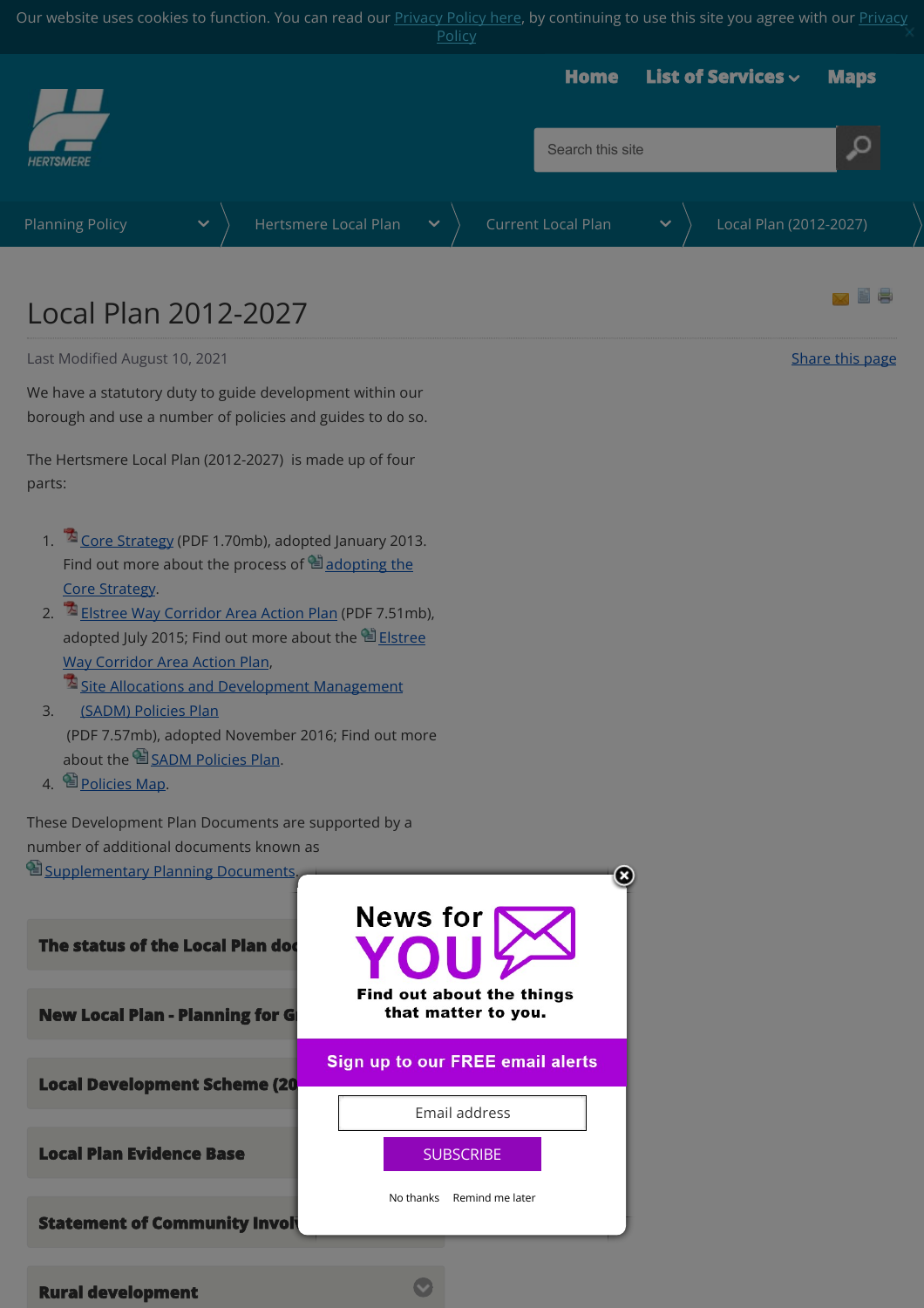Our website uses cookies to function. You can read our Privacy Policy here, by continuing to use this site you agree with our Privacy Policy

Home | List of Services | Maps

Planning Policy > Hertsmere Local Plan > Current Local Plan > Local Plan (2012-2027)

# Local Plan 2012-2027

Last Modified August 10, 2021

Share this page

We have a statutory duty to guide development within our borough and use a number of policies and guides to do so.

The Hertsmere Local Plan (2012-2027) is made up of four parts:

1. Core Strategy (PDF 1.70mb), adopted January 2013. Find out more about the process of adopting the Core Strategy.
2. Elstree Way Corridor Area Action Plan (PDF 7.51mb), adopted July 2015; Find out more about the Elstree Way Corridor Area Action Plan,
3. Site Allocations and Development Management (SADM) Policies Plan (PDF 7.57mb), adopted November 2016; Find out more about the SADM Policies Plan.
4. Policies Map.

These Development Plan Documents are supported by a number of additional documents known as Supplementary Planning Documents.

**The status of the Local Plan doc**

**New Local Plan - Planning for Gr**

**Local Development Scheme (20**

**Local Plan Evidence Base**

**Statement of Community Involv**

**Rural development**

News for YOU

Find out about the things that matter to you.

Sign up to our FREE email alerts

Email address

SUBSCRIBE

No thanks | Remind me later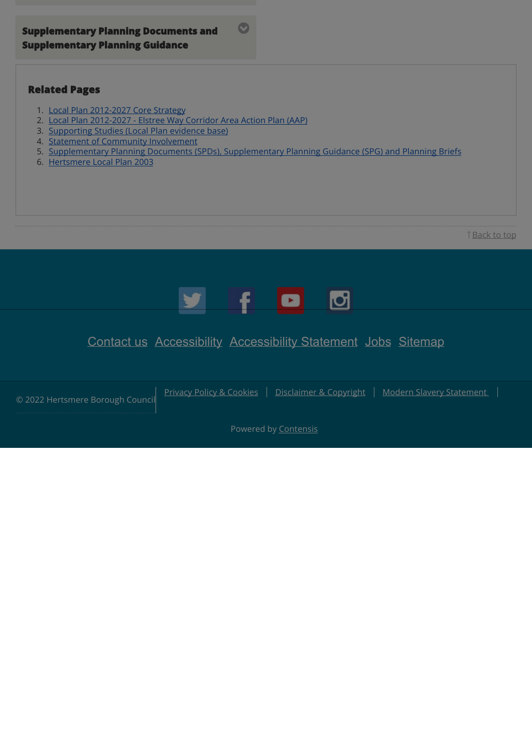**Supplementary Planning Documents and Supplementary Planning Guidance**

## Related Pages

1. Local Plan 2012-2027 Core Strategy
2. Local Plan 2012-2027 - Elstree Way Corridor Area Action Plan (AAP)
3. Supporting Studies (Local Plan evidence base)
4. Statement of Community Involvement
5. Supplementary Planning Documents (SPDs), Supplementary Planning Guidance (SPG) and Planning Briefs
6. Hertsmere Local Plan 2003

↑Back to top

Contact us Accessibility Accessibility Statement Jobs Sitemap

© 2022 Hertsmere Borough Council | Privacy Policy & Cookies | Disclaimer & Copyright | Modern Slavery Statement

Powered by Contensis